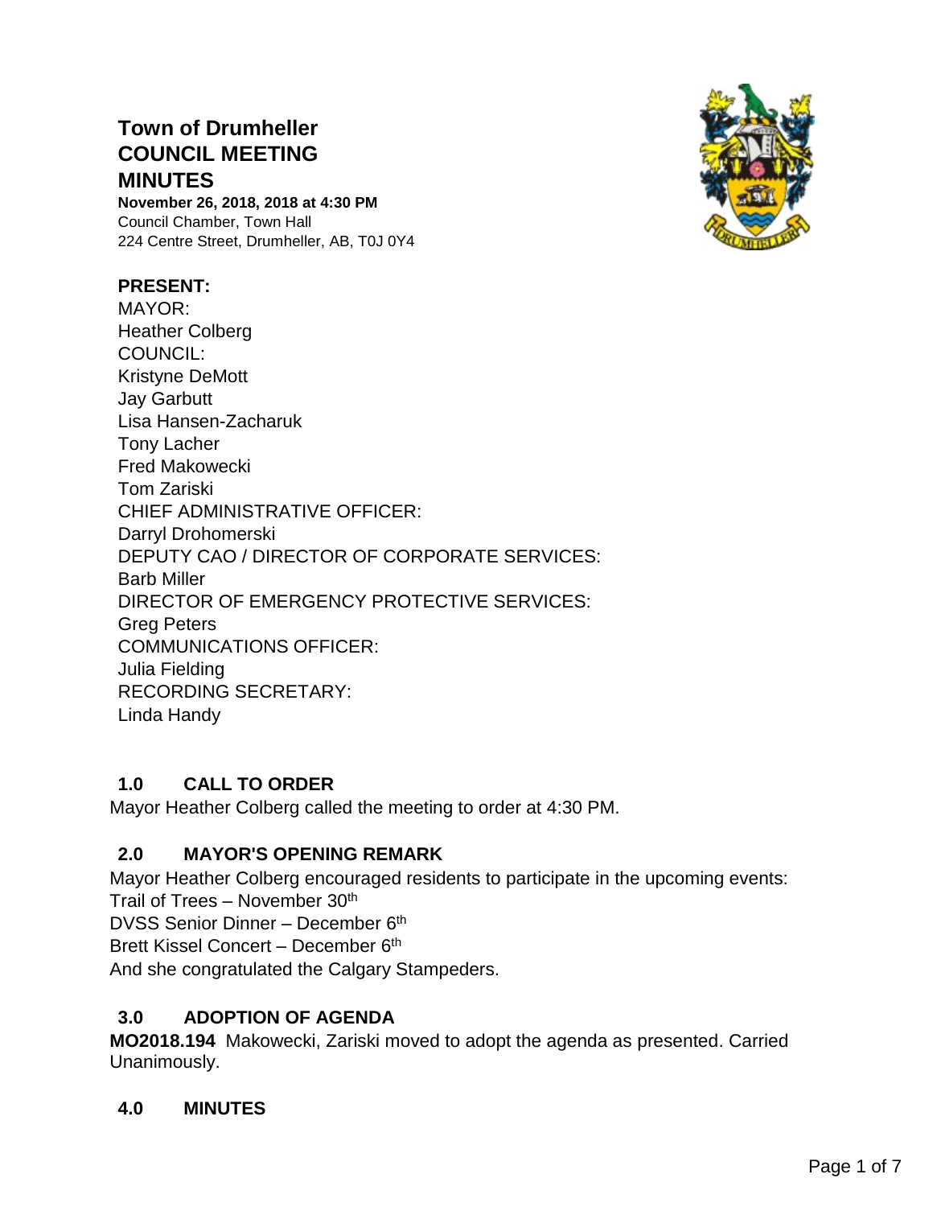# Town of Drumheller
# COUNCIL MEETING
# MINUTES

**November 26, 2018, 2018 at 4:30 PM**
Council Chamber, Town Hall
224 Centre Street, Drumheller, AB, T0J 0Y4

**PRESENT:**
MAYOR:
Heather Colberg
COUNCIL:
Kristyne DeMott
Jay Garbutt
Lisa Hansen-Zacharuk
Tony Lacher
Fred Makowecki
Tom Zariski
CHIEF ADMINISTRATIVE OFFICER:
Darryl Drohomerski
DEPUTY CAO / DIRECTOR OF CORPORATE SERVICES:
Barb Miller
DIRECTOR OF EMERGENCY PROTECTIVE SERVICES:
Greg Peters
COMMUNICATIONS OFFICER:
Julia Fielding
RECORDING SECRETARY:
Linda Handy

## 1.0 CALL TO ORDER

Mayor Heather Colberg called the meeting to order at 4:30 PM.

## 2.0 MAYOR'S OPENING REMARK

Mayor Heather Colberg encouraged residents to participate in the upcoming events:
Trail of Trees – November 30th
DVSS Senior Dinner – December 6th
Brett Kissel Concert – December 6th
And she congratulated the Calgary Stampeders.

## 3.0 ADOPTION OF AGENDA

**MO2018.194** Makowecki, Zariski moved to adopt the agenda as presented. Carried Unanimously.

## 4.0 MINUTES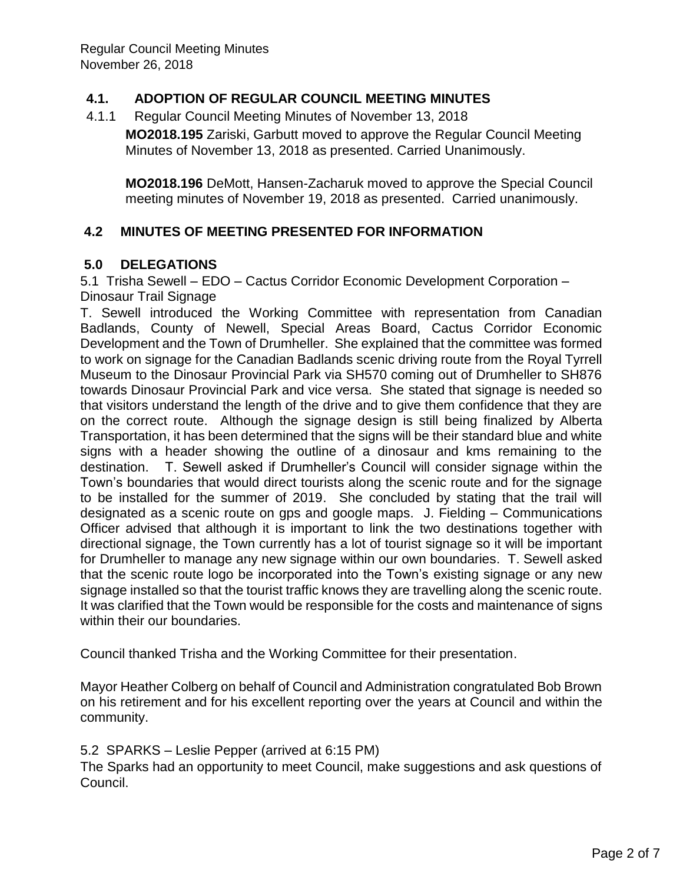## 4.1. ADOPTION OF REGULAR COUNCIL MEETING MINUTES

4.1.1 Regular Council Meeting Minutes of November 13, 2018

**MO2018.195** Zariski, Garbutt moved to approve the Regular Council Meeting Minutes of November 13, 2018 as presented. Carried Unanimously.

**MO2018.196** DeMott, Hansen-Zacharuk moved to approve the Special Council meeting minutes of November 19, 2018 as presented. Carried unanimously.

## 4.2 MINUTES OF MEETING PRESENTED FOR INFORMATION

## 5.0 DELEGATIONS

5.1 Trisha Sewell – EDO – Cactus Corridor Economic Development Corporation – Dinosaur Trail Signage

T. Sewell introduced the Working Committee with representation from Canadian Badlands, County of Newell, Special Areas Board, Cactus Corridor Economic Development and the Town of Drumheller. She explained that the committee was formed to work on signage for the Canadian Badlands scenic driving route from the Royal Tyrrell Museum to the Dinosaur Provincial Park via SH570 coming out of Drumheller to SH876 towards Dinosaur Provincial Park and vice versa. She stated that signage is needed so that visitors understand the length of the drive and to give them confidence that they are on the correct route. Although the signage design is still being finalized by Alberta Transportation, it has been determined that the signs will be their standard blue and white signs with a header showing the outline of a dinosaur and kms remaining to the destination. T. Sewell asked if Drumheller's Council will consider signage within the Town's boundaries that would direct tourists along the scenic route and for the signage to be installed for the summer of 2019. She concluded by stating that the trail will designated as a scenic route on gps and google maps. J. Fielding – Communications Officer advised that although it is important to link the two destinations together with directional signage, the Town currently has a lot of tourist signage so it will be important for Drumheller to manage any new signage within our own boundaries. T. Sewell asked that the scenic route logo be incorporated into the Town's existing signage or any new signage installed so that the tourist traffic knows they are travelling along the scenic route. It was clarified that the Town would be responsible for the costs and maintenance of signs within their our boundaries.

Council thanked Trisha and the Working Committee for their presentation.

Mayor Heather Colberg on behalf of Council and Administration congratulated Bob Brown on his retirement and for his excellent reporting over the years at Council and within the community.

5.2 SPARKS – Leslie Pepper (arrived at 6:15 PM)

The Sparks had an opportunity to meet Council, make suggestions and ask questions of Council.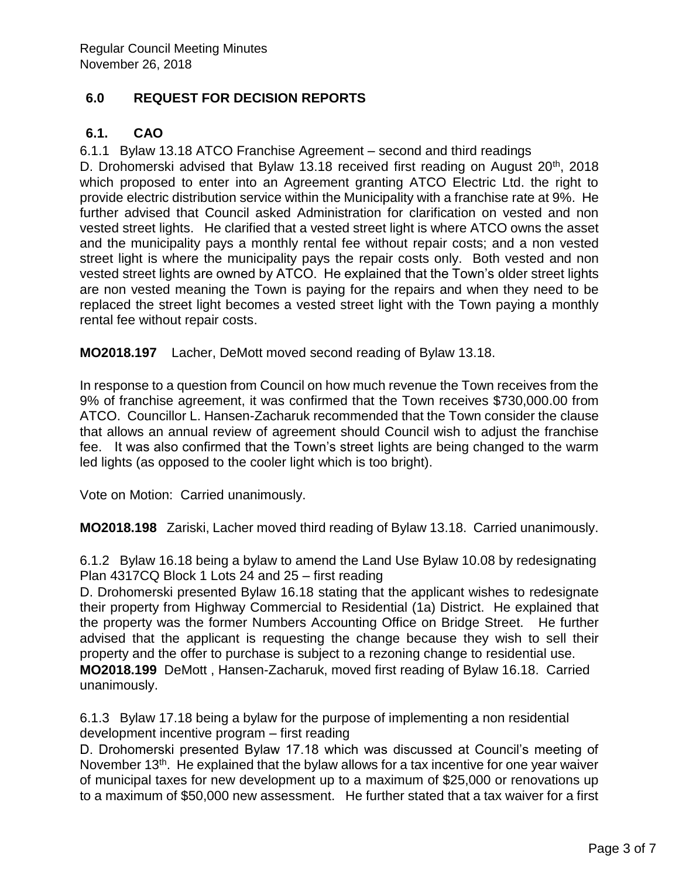## 6.0 REQUEST FOR DECISION REPORTS

### 6.1. CAO

6.1.1 Bylaw 13.18 ATCO Franchise Agreement – second and third readings

D. Drohomerski advised that Bylaw 13.18 received first reading on August 20th, 2018 which proposed to enter into an Agreement granting ATCO Electric Ltd. the right to provide electric distribution service within the Municipality with a franchise rate at 9%. He further advised that Council asked Administration for clarification on vested and non vested street lights. He clarified that a vested street light is where ATCO owns the asset and the municipality pays a monthly rental fee without repair costs; and a non vested street light is where the municipality pays the repair costs only. Both vested and non vested street lights are owned by ATCO. He explained that the Town's older street lights are non vested meaning the Town is paying for the repairs and when they need to be replaced the street light becomes a vested street light with the Town paying a monthly rental fee without repair costs.

**MO2018.197** Lacher, DeMott moved second reading of Bylaw 13.18.

In response to a question from Council on how much revenue the Town receives from the 9% of franchise agreement, it was confirmed that the Town receives $730,000.00 from ATCO. Councillor L. Hansen-Zacharuk recommended that the Town consider the clause that allows an annual review of agreement should Council wish to adjust the franchise fee. It was also confirmed that the Town's street lights are being changed to the warm led lights (as opposed to the cooler light which is too bright).

Vote on Motion: Carried unanimously.

**MO2018.198** Zariski, Lacher moved third reading of Bylaw 13.18. Carried unanimously.

6.1.2 Bylaw 16.18 being a bylaw to amend the Land Use Bylaw 10.08 by redesignating Plan 4317CQ Block 1 Lots 24 and 25 – first reading

D. Drohomerski presented Bylaw 16.18 stating that the applicant wishes to redesignate their property from Highway Commercial to Residential (1a) District. He explained that the property was the former Numbers Accounting Office on Bridge Street. He further advised that the applicant is requesting the change because they wish to sell their property and the offer to purchase is subject to a rezoning change to residential use.

**MO2018.199** DeMott , Hansen-Zacharuk, moved first reading of Bylaw 16.18. Carried unanimously.

6.1.3 Bylaw 17.18 being a bylaw for the purpose of implementing a non residential development incentive program – first reading

D. Drohomerski presented Bylaw 17.18 which was discussed at Council's meeting of November 13th. He explained that the bylaw allows for a tax incentive for one year waiver of municipal taxes for new development up to a maximum of $25,000 or renovations up to a maximum of $50,000 new assessment. He further stated that a tax waiver for a first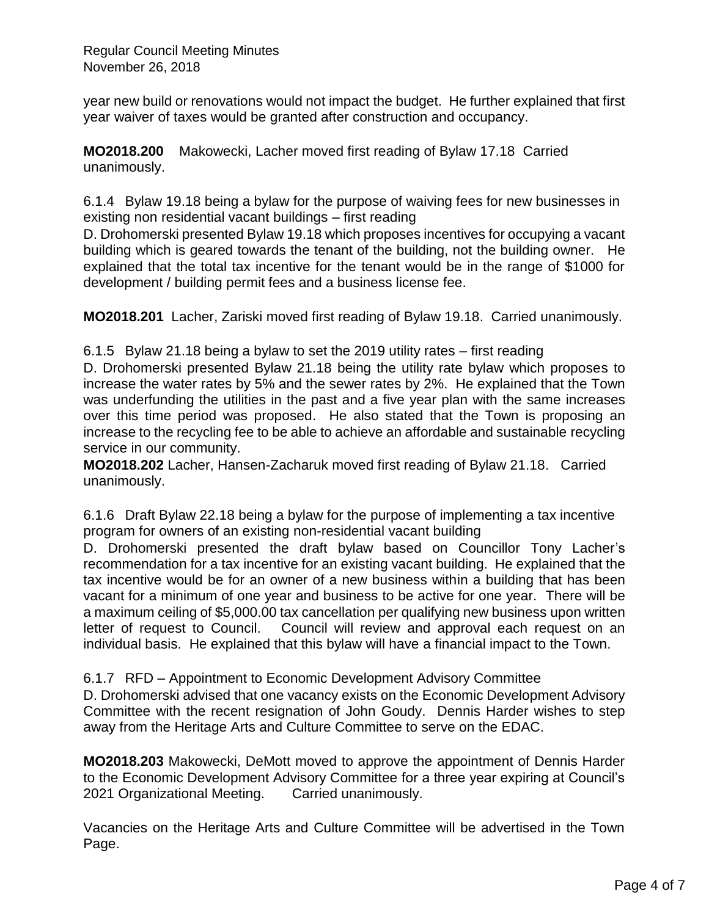year new build or renovations would not impact the budget. He further explained that first year waiver of taxes would be granted after construction and occupancy.

**MO2018.200** Makowecki, Lacher moved first reading of Bylaw 17.18 Carried unanimously.

6.1.4 Bylaw 19.18 being a bylaw for the purpose of waiving fees for new businesses in existing non residential vacant buildings – first reading

D. Drohomerski presented Bylaw 19.18 which proposes incentives for occupying a vacant building which is geared towards the tenant of the building, not the building owner. He explained that the total tax incentive for the tenant would be in the range of $1000 for development / building permit fees and a business license fee.

**MO2018.201** Lacher, Zariski moved first reading of Bylaw 19.18. Carried unanimously.

6.1.5 Bylaw 21.18 being a bylaw to set the 2019 utility rates – first reading

D. Drohomerski presented Bylaw 21.18 being the utility rate bylaw which proposes to increase the water rates by 5% and the sewer rates by 2%. He explained that the Town was underfunding the utilities in the past and a five year plan with the same increases over this time period was proposed. He also stated that the Town is proposing an increase to the recycling fee to be able to achieve an affordable and sustainable recycling service in our community.

**MO2018.202** Lacher, Hansen-Zacharuk moved first reading of Bylaw 21.18. Carried unanimously.

6.1.6 Draft Bylaw 22.18 being a bylaw for the purpose of implementing a tax incentive program for owners of an existing non-residential vacant building

D. Drohomerski presented the draft bylaw based on Councillor Tony Lacher's recommendation for a tax incentive for an existing vacant building. He explained that the tax incentive would be for an owner of a new business within a building that has been vacant for a minimum of one year and business to be active for one year. There will be a maximum ceiling of $5,000.00 tax cancellation per qualifying new business upon written letter of request to Council. Council will review and approval each request on an individual basis. He explained that this bylaw will have a financial impact to the Town.

6.1.7 RFD – Appointment to Economic Development Advisory Committee

D. Drohomerski advised that one vacancy exists on the Economic Development Advisory Committee with the recent resignation of John Goudy. Dennis Harder wishes to step away from the Heritage Arts and Culture Committee to serve on the EDAC.

**MO2018.203** Makowecki, DeMott moved to approve the appointment of Dennis Harder to the Economic Development Advisory Committee for a three year expiring at Council's 2021 Organizational Meeting. Carried unanimously.

Vacancies on the Heritage Arts and Culture Committee will be advertised in the Town Page.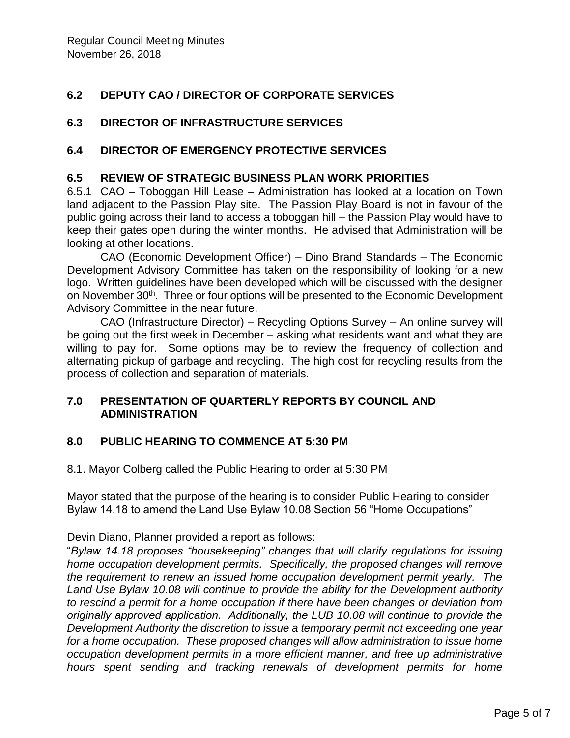## 6.2 DEPUTY CAO / DIRECTOR OF CORPORATE SERVICES

## 6.3 DIRECTOR OF INFRASTRUCTURE SERVICES

## 6.4 DIRECTOR OF EMERGENCY PROTECTIVE SERVICES

## 6.5 REVIEW OF STRATEGIC BUSINESS PLAN WORK PRIORITIES

6.5.1 CAO – Toboggan Hill Lease – Administration has looked at a location on Town land adjacent to the Passion Play site. The Passion Play Board is not in favour of the public going across their land to access a toboggan hill – the Passion Play would have to keep their gates open during the winter months. He advised that Administration will be looking at other locations.

CAO (Economic Development Officer) – Dino Brand Standards – The Economic Development Advisory Committee has taken on the responsibility of looking for a new logo. Written guidelines have been developed which will be discussed with the designer on November 30th. Three or four options will be presented to the Economic Development Advisory Committee in the near future.

CAO (Infrastructure Director) – Recycling Options Survey – An online survey will be going out the first week in December – asking what residents want and what they are willing to pay for. Some options may be to review the frequency of collection and alternating pickup of garbage and recycling. The high cost for recycling results from the process of collection and separation of materials.

## 7.0 PRESENTATION OF QUARTERLY REPORTS BY COUNCIL AND ADMINISTRATION

## 8.0 PUBLIC HEARING TO COMMENCE AT 5:30 PM

8.1. Mayor Colberg called the Public Hearing to order at 5:30 PM

Mayor stated that the purpose of the hearing is to consider Public Hearing to consider Bylaw 14.18 to amend the Land Use Bylaw 10.08 Section 56 "Home Occupations"

Devin Diano, Planner provided a report as follows:

"*Bylaw 14.18 proposes "housekeeping" changes that will clarify regulations for issuing home occupation development permits. Specifically, the proposed changes will remove the requirement to renew an issued home occupation development permit yearly. The Land Use Bylaw 10.08 will continue to provide the ability for the Development authority to rescind a permit for a home occupation if there have been changes or deviation from originally approved application. Additionally, the LUB 10.08 will continue to provide the Development Authority the discretion to issue a temporary permit not exceeding one year for a home occupation. These proposed changes will allow administration to issue home occupation development permits in a more efficient manner, and free up administrative hours spent sending and tracking renewals of development permits for home*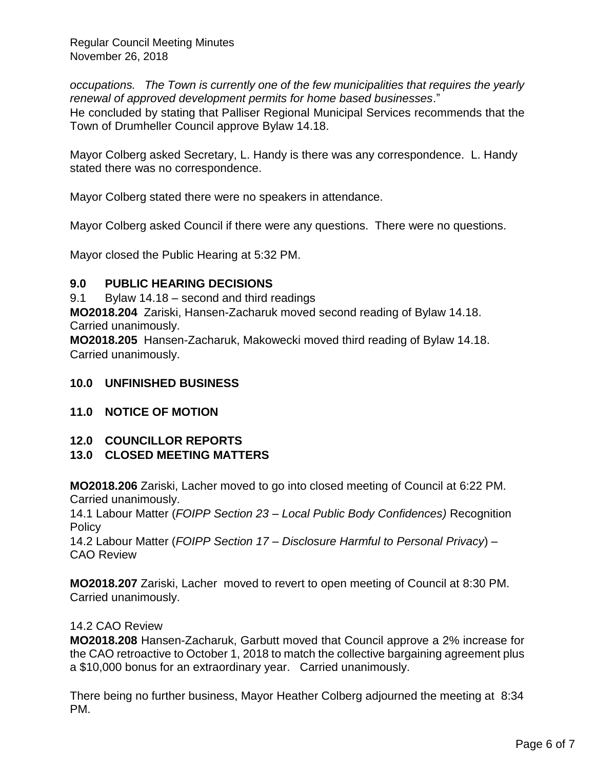*occupations. The Town is currently one of the few municipalities that requires the yearly renewal of approved development permits for home based businesses*."
He concluded by stating that Palliser Regional Municipal Services recommends that the Town of Drumheller Council approve Bylaw 14.18.

Mayor Colberg asked Secretary, L. Handy is there was any correspondence. L. Handy stated there was no correspondence.

Mayor Colberg stated there were no speakers in attendance.

Mayor Colberg asked Council if there were any questions. There were no questions.

Mayor closed the Public Hearing at 5:32 PM.

## 9.0 PUBLIC HEARING DECISIONS

9.1 Bylaw 14.18 – second and third readings
**MO2018.204** Zariski, Hansen-Zacharuk moved second reading of Bylaw 14.18. Carried unanimously.
**MO2018.205** Hansen-Zacharuk, Makowecki moved third reading of Bylaw 14.18. Carried unanimously.

## 10.0 UNFINISHED BUSINESS

## 11.0 NOTICE OF MOTION

## 12.0 COUNCILLOR REPORTS

## 13.0 CLOSED MEETING MATTERS

**MO2018.206** Zariski, Lacher moved to go into closed meeting of Council at 6:22 PM. Carried unanimously.
14.1 Labour Matter (*FOIPP Section 23 – Local Public Body Confidences)* Recognition Policy
14.2 Labour Matter (*FOIPP Section 17 – Disclosure Harmful to Personal Privacy*) – CAO Review

**MO2018.207** Zariski, Lacher moved to revert to open meeting of Council at 8:30 PM. Carried unanimously.

14.2 CAO Review
**MO2018.208** Hansen-Zacharuk, Garbutt moved that Council approve a 2% increase for the CAO retroactive to October 1, 2018 to match the collective bargaining agreement plus a $10,000 bonus for an extraordinary year. Carried unanimously.

There being no further business, Mayor Heather Colberg adjourned the meeting at 8:34 PM.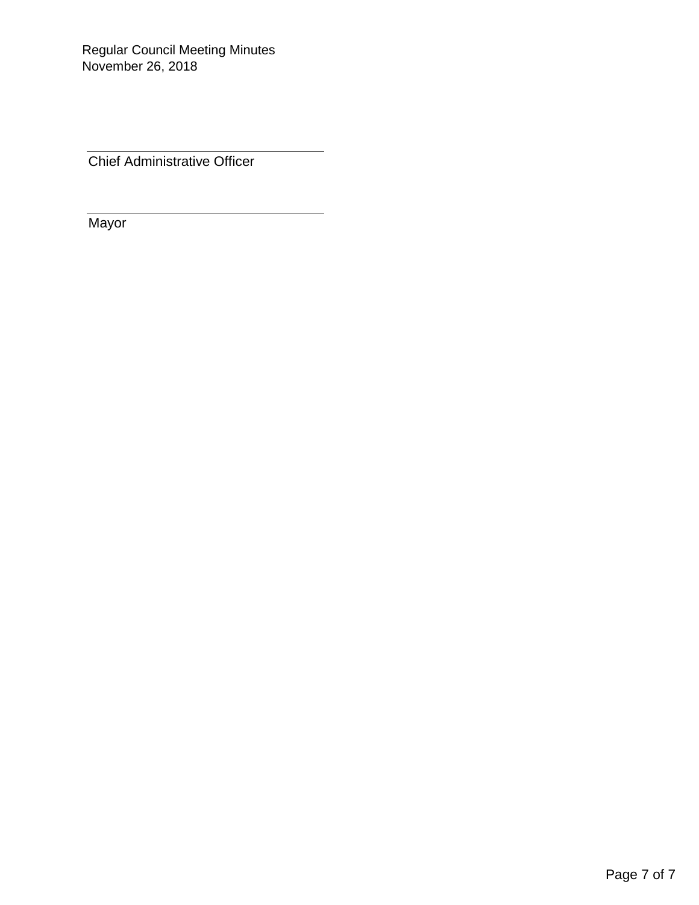\_\_\_\_\_\_\_\_\_\_\_\_\_\_\_\_\_\_\_\_\_\_\_\_\_\_\_\_\_\_\_\_\_\_\_\_
Chief Administrative Officer

\_\_\_\_\_\_\_\_\_\_\_\_\_\_\_\_\_\_\_\_\_\_\_\_\_\_\_\_\_\_\_\_\_\_\_\_
Mayor